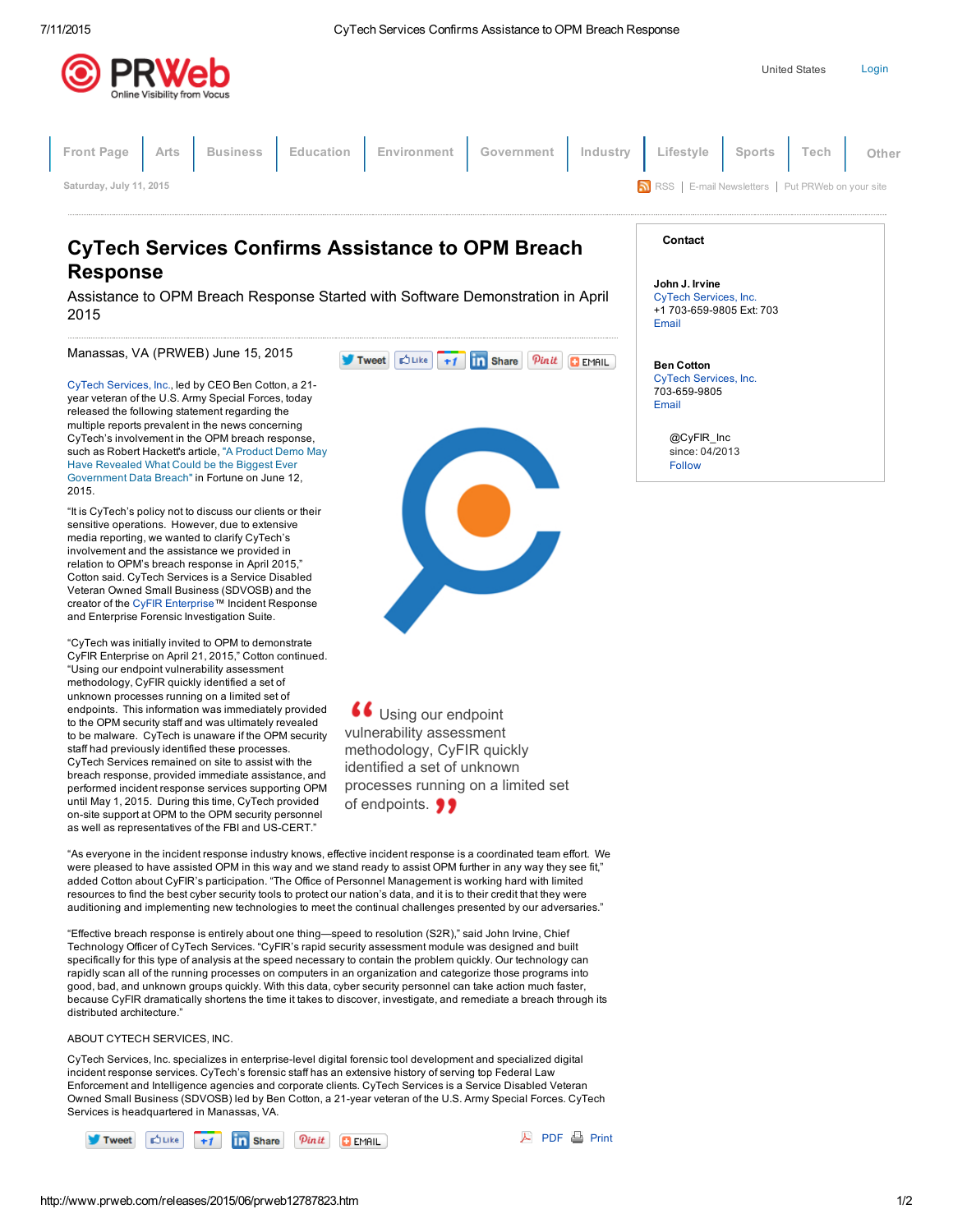# CyTech Services Confirms Assistance to OPM Breach Response

## Assistance to OPM Breach Response Started with Software Demonstration in April 2015

Manassas, VA (PRWEB) June 15, 2015

CyTech Services, Inc., led by CEO Ben Cotton, a 21-year veteran of the U.S. Army Special Forces, today released the following statement regarding the multiple reports prevalent in the news concerning CyTech's involvement in the OPM breach response, such as Robert Hackett's article, "A Product Demo May Have Revealed What Could be the Biggest Ever Government Data Breach" in Fortune on June 12, 2015.

"It is CyTech's policy not to discuss our clients or their sensitive operations. However, due to extensive media reporting, we wanted to clarify CyTech's involvement and the assistance we provided in relation to OPM's breach response in April 2015," Cotton said. CyTech Services is a Service Disabled Veteran Owned Small Business (SDVOSB) and the creator of the CyFIR Enterprise™ Incident Response and Enterprise Forensic Investigation Suite.

"CyTech was initially invited to OPM to demonstrate CyFIR Enterprise on April 21, 2015," Cotton continued. "Using our endpoint vulnerability assessment methodology, CyFIR quickly identified a set of unknown processes running on a limited set of endpoints. This information was immediately provided to the OPM security staff and was ultimately revealed to be malware. CyTech is unaware if the OPM security staff had previously identified these processes. CyTech Services remained on site to assist with the breach response, provided immediate assistance, and performed incident response services supporting OPM until May 1, 2015. During this time, CyTech provided on-site support at OPM to the OPM security personnel as well as representatives of the FBI and US-CERT."

> "Using our endpoint vulnerability assessment methodology, CyFIR quickly identified a set of unknown processes running on a limited set of endpoints."

"As everyone in the incident response industry knows, effective incident response is a coordinated team effort. We were pleased to have assisted OPM in this way and we stand ready to assist OPM further in any way they see fit," added Cotton about CyFIR's participation. "The Office of Personnel Management is working hard with limited resources to find the best cyber security tools to protect our nation's data, and it is to their credit that they were auditioning and implementing new technologies to meet the continual challenges presented by our adversaries."

"Effective breach response is entirely about one thing—speed to resolution (S2R)," said John Irvine, Chief Technology Officer of CyTech Services. "CyFIR's rapid security assessment module was designed and built specifically for this type of analysis at the speed necessary to contain the problem quickly. Our technology can rapidly scan all of the running processes on computers in an organization and categorize those programs into good, bad, and unknown groups quickly. With this data, cyber security personnel can take action much faster, because CyFIR dramatically shortens the time it takes to discover, investigate, and remediate a breach through its distributed architecture."

ABOUT CYTECH SERVICES, INC.

CyTech Services, Inc. specializes in enterprise-level digital forensic tool development and specialized digital incident response services. CyTech's forensic staff has an extensive history of serving top Federal Law Enforcement and Intelligence agencies and corporate clients. CyTech Services is a Service Disabled Veteran Owned Small Business (SDVOSB) led by Ben Cotton, a 21-year veteran of the U.S. Army Special Forces. CyTech Services is headquartered in Manassas, VA.

**Contact**

**John J. Irvine**
CyTech Services, Inc.
+1 703-659-9805 Ext: 703
Email

**Ben Cotton**
CyTech Services, Inc.
703-659-9805
Email

@CyFIR_Inc
since: 04/2013
Follow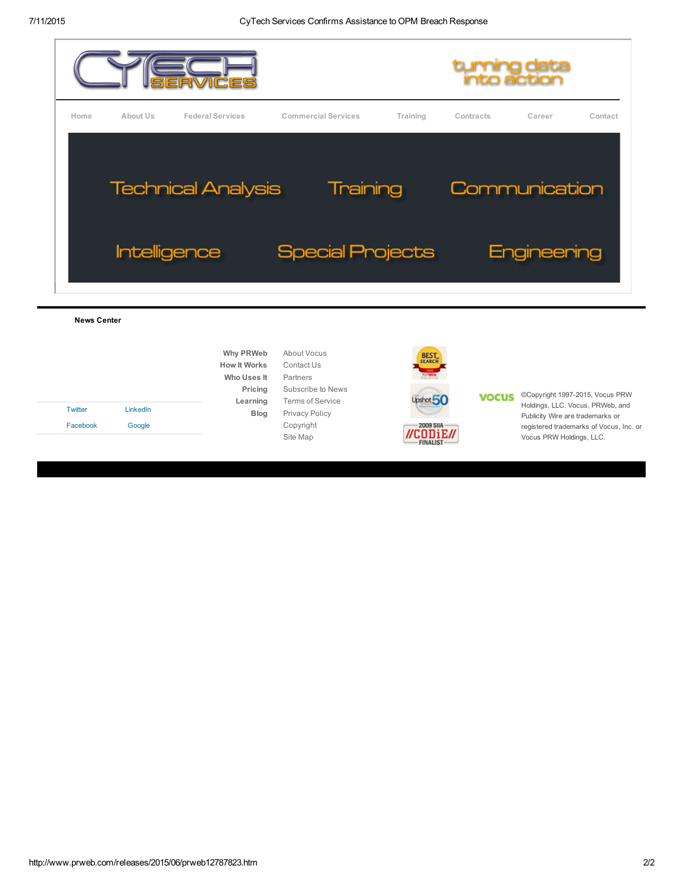turning data into action

Home | About Us | Federal Services | Commercial Services | Training | Contracts | Career | Contact

Technical Analysis | Training | Communication

Intelligence | Special Projects | Engineering

**News Center**

Twitter | LinkedIn

Facebook | Google

**Why PRWeb**
**How It Works**
**Who Uses It**
**Pricing**
**Learning**
**Blog**

About Vocus
Contact Us
Partners
Subscribe to News
Terms of Service
Privacy Policy
Copyright
Site Map

©Copyright 1997-2015, Vocus PRW Holdings, LLC. Vocus, PRWeb, and Publicity Wire are trademarks or registered trademarks of Vocus, Inc. or Vocus PRW Holdings, LLC.